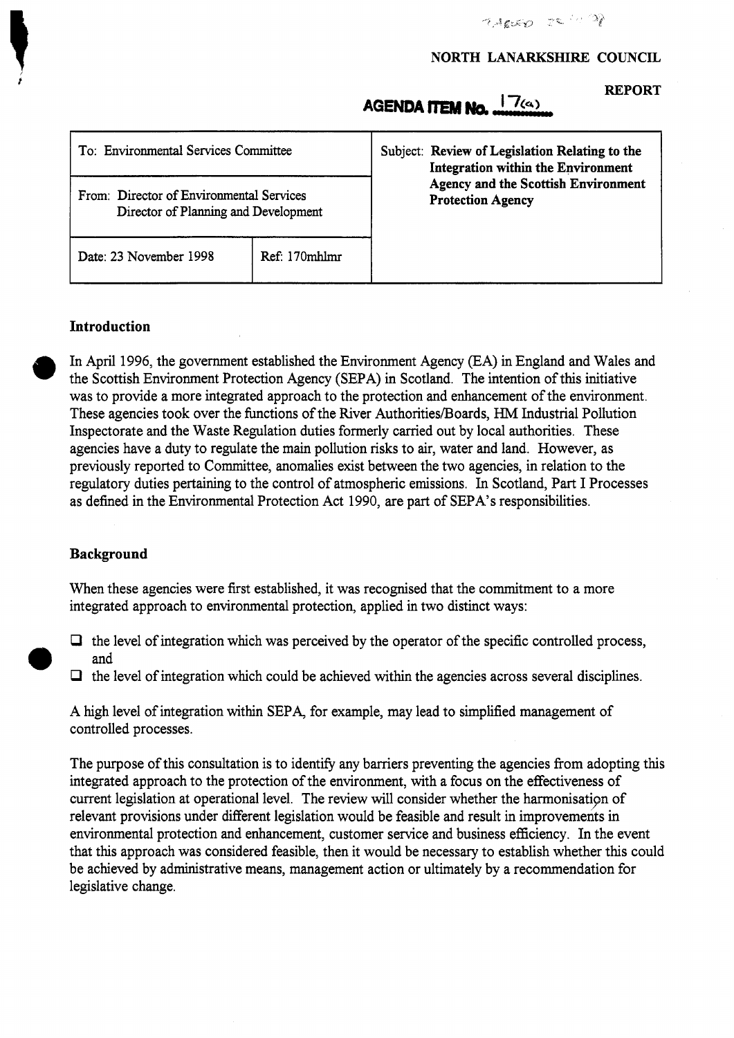NORTH LANARKSHIRE COUNCIL

REPORT

**AGENDA ITEM No. 17(a)**

| To: Environmental Services Committee | | Subject: **Review of Legislation Relating to the Integration within the Environment Agency and the Scottish Environment Protection Agency** |
|---|---|---|
| From: Director of Environmental Services<br>Director of Planning and Development | | |
| Date: 23 November 1998 | Ref: 170mhlmr | |

## Introduction

In April 1996, the government established the Environment Agency (EA) in England and Wales and the Scottish Environment Protection Agency (SEPA) in Scotland. The intention of this initiative was to provide a more integrated approach to the protection and enhancement of the environment. These agencies took over the functions of the River Authorities/Boards, HM Industrial Pollution Inspectorate and the Waste Regulation duties formerly carried out by local authorities. These agencies have a duty to regulate the main pollution risks to air, water and land. However, as previously reported to Committee, anomalies exist between the two agencies, in relation to the regulatory duties pertaining to the control of atmospheric emissions. In Scotland, Part I Processes as defined in the Environmental Protection Act 1990, are part of SEPA's responsibilities.

## Background

When these agencies were first established, it was recognised that the commitment to a more integrated approach to environmental protection, applied in two distinct ways:

- the level of integration which was perceived by the operator of the specific controlled process, and
- the level of integration which could be achieved within the agencies across several disciplines.

A high level of integration within SEPA, for example, may lead to simplified management of controlled processes.

The purpose of this consultation is to identify any barriers preventing the agencies from adopting this integrated approach to the protection of the environment, with a focus on the effectiveness of current legislation at operational level. The review will consider whether the harmonisation of relevant provisions under different legislation would be feasible and result in improvements in environmental protection and enhancement, customer service and business efficiency. In the event that this approach was considered feasible, then it would be necessary to establish whether this could be achieved by administrative means, management action or ultimately by a recommendation for legislative change.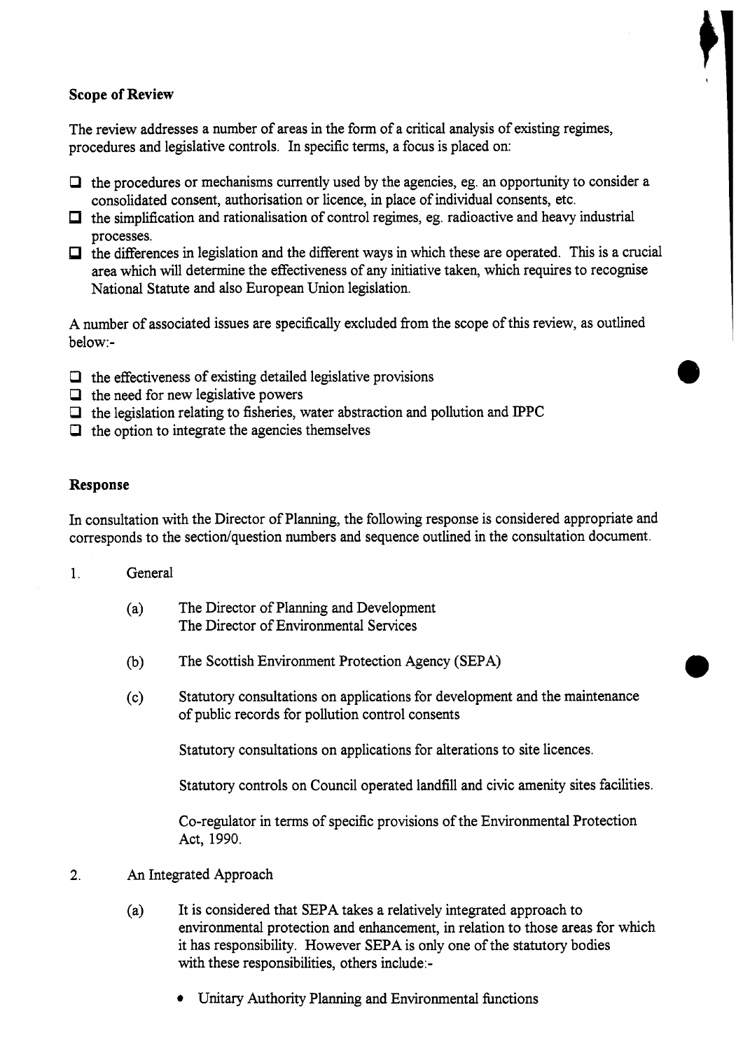**Scope of Review**

The review addresses a number of areas in the form of a critical analysis of existing regimes, procedures and legislative controls. In specific terms, a focus is placed on:

- the procedures or mechanisms currently used by the agencies, eg. an opportunity to consider a consolidated consent, authorisation or licence, in place of individual consents, etc.
- the simplification and rationalisation of control regimes, eg. radioactive and heavy industrial processes.
- the differences in legislation and the different ways in which these are operated. This is a crucial area which will determine the effectiveness of any initiative taken, which requires to recognise National Statute and also European Union legislation.

A number of associated issues are specifically excluded from the scope of this review, as outlined below:-

- the effectiveness of existing detailed legislative provisions
- the need for new legislative powers
- the legislation relating to fisheries, water abstraction and pollution and IPPC
- the option to integrate the agencies themselves

**Response**

In consultation with the Director of Planning, the following response is considered appropriate and corresponds to the section/question numbers and sequence outlined in the consultation document.

1. General

   (a) The Director of Planning and Development
   The Director of Environmental Services

   (b) The Scottish Environment Protection Agency (SEPA)

   (c) Statutory consultations on applications for development and the maintenance of public records for pollution control consents

   Statutory consultations on applications for alterations to site licences.

   Statutory controls on Council operated landfill and civic amenity sites facilities.

   Co-regulator in terms of specific provisions of the Environmental Protection Act, 1990.

2. An Integrated Approach

   (a) It is considered that SEPA takes a relatively integrated approach to environmental protection and enhancement, in relation to those areas for which it has responsibility. However SEPA is only one of the statutory bodies with these responsibilities, others include:-

   - Unitary Authority Planning and Environmental functions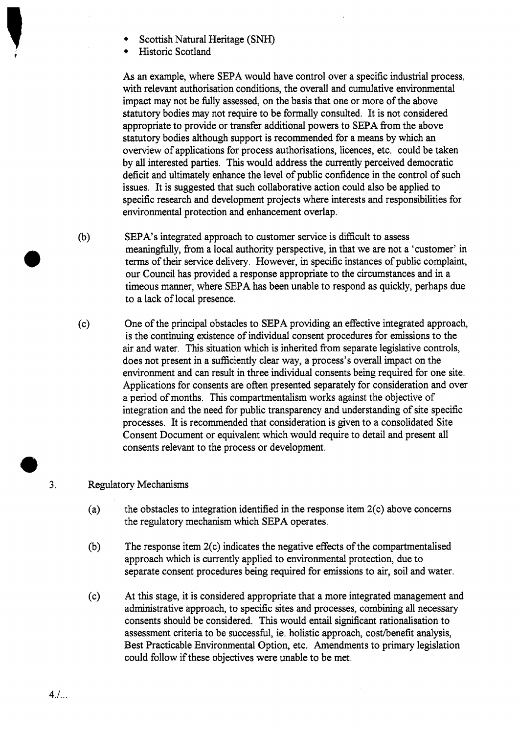- Scottish Natural Heritage (SNH)
- Historic Scotland

As an example, where SEPA would have control over a specific industrial process, with relevant authorisation conditions, the overall and cumulative environmental impact may not be fully assessed, on the basis that one or more of the above statutory bodies may not require to be formally consulted. It is not considered appropriate to provide or transfer additional powers to SEPA from the above statutory bodies although support is recommended for a means by which an overview of applications for process authorisations, licences, etc. could be taken by all interested parties. This would address the currently perceived democratic deficit and ultimately enhance the level of public confidence in the control of such issues. It is suggested that such collaborative action could also be applied to specific research and development projects where interests and responsibilities for environmental protection and enhancement overlap.

(b) SEPA's integrated approach to customer service is difficult to assess meaningfully, from a local authority perspective, in that we are not a 'customer' in terms of their service delivery. However, in specific instances of public complaint, our Council has provided a response appropriate to the circumstances and in a timeous manner, where SEPA has been unable to respond as quickly, perhaps due to a lack of local presence.

(c) One of the principal obstacles to SEPA providing an effective integrated approach, is the continuing existence of individual consent procedures for emissions to the air and water. This situation which is inherited from separate legislative controls, does not present in a sufficiently clear way, a process's overall impact on the environment and can result in three individual consents being required for one site. Applications for consents are often presented separately for consideration and over a period of months. This compartmentalism works against the objective of integration and the need for public transparency and understanding of site specific processes. It is recommended that consideration is given to a consolidated Site Consent Document or equivalent which would require to detail and present all consents relevant to the process or development.

3. Regulatory Mechanisms

(a) the obstacles to integration identified in the response item 2(c) above concerns the regulatory mechanism which SEPA operates.

(b) The response item 2(c) indicates the negative effects of the compartmentalised approach which is currently applied to environmental protection, due to separate consent procedures being required for emissions to air, soil and water.

(c) At this stage, it is considered appropriate that a more integrated management and administrative approach, to specific sites and processes, combining all necessary consents should be considered. This would entail significant rationalisation to assessment criteria to be successful, ie. holistic approach, cost/benefit analysis, Best Practicable Environmental Option, etc. Amendments to primary legislation could follow if these objectives were unable to be met.

4./...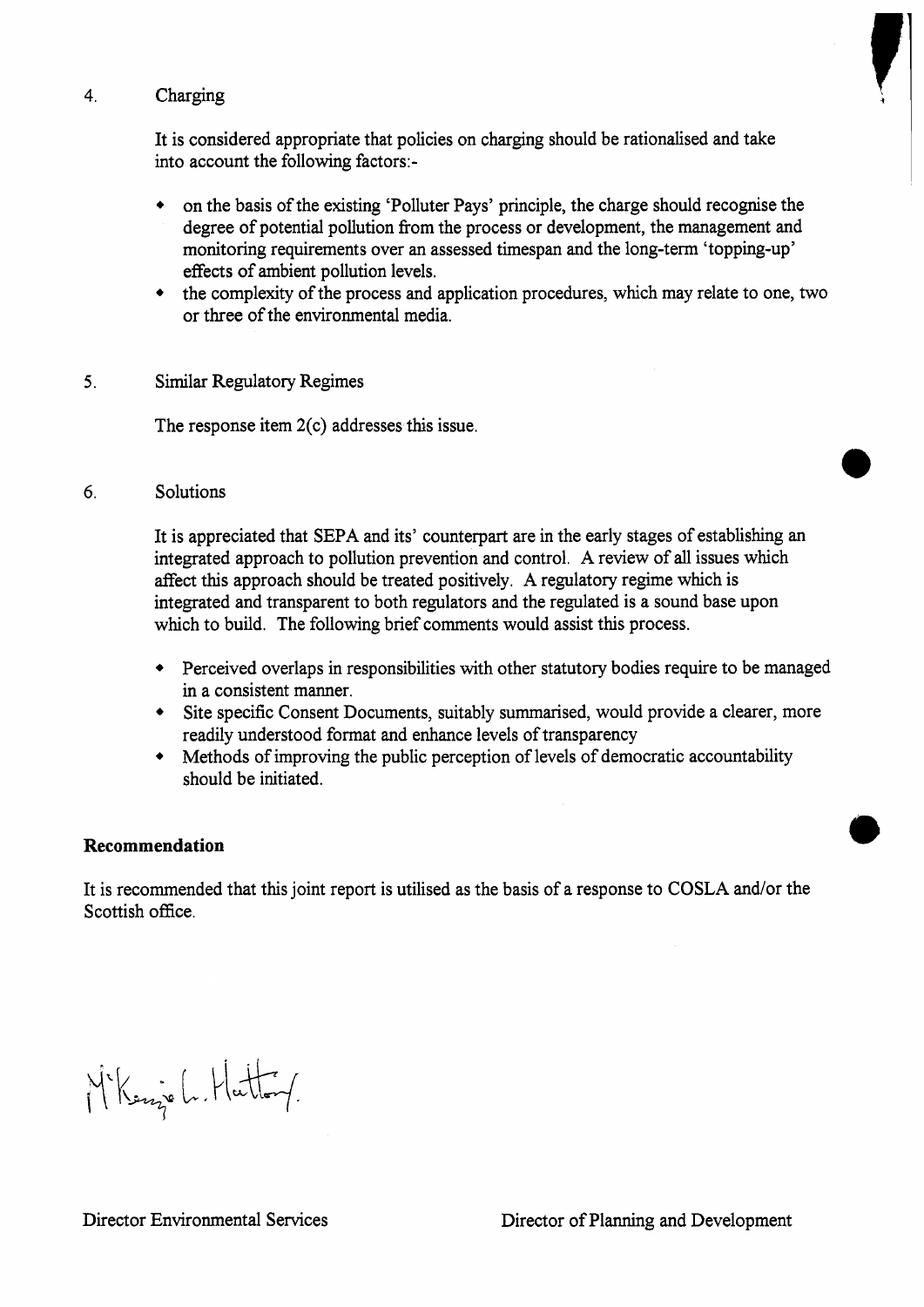4. Charging

It is considered appropriate that policies on charging should be rationalised and take into account the following factors:-

- on the basis of the existing 'Polluter Pays' principle, the charge should recognise the degree of potential pollution from the process or development, the management and monitoring requirements over an assessed timespan and the long-term 'topping-up' effects of ambient pollution levels.
- the complexity of the process and application procedures, which may relate to one, two or three of the environmental media.

5. Similar Regulatory Regimes

The response item 2(c) addresses this issue.

6. Solutions

It is appreciated that SEPA and its' counterpart are in the early stages of establishing an integrated approach to pollution prevention and control. A review of all issues which affect this approach should be treated positively. A regulatory regime which is integrated and transparent to both regulators and the regulated is a sound base upon which to build. The following brief comments would assist this process.

- Perceived overlaps in responsibilities with other statutory bodies require to be managed in a consistent manner.
- Site specific Consent Documents, suitably summarised, would provide a clearer, more readily understood format and enhance levels of transparency
- Methods of improving the public perception of levels of democratic accountability should be initiated.

**Recommendation**

It is recommended that this joint report is utilised as the basis of a response to COSLA and/or the Scottish office.

M'Kenzie L. Hatton.

Director Environmental Services

Director of Planning and Development